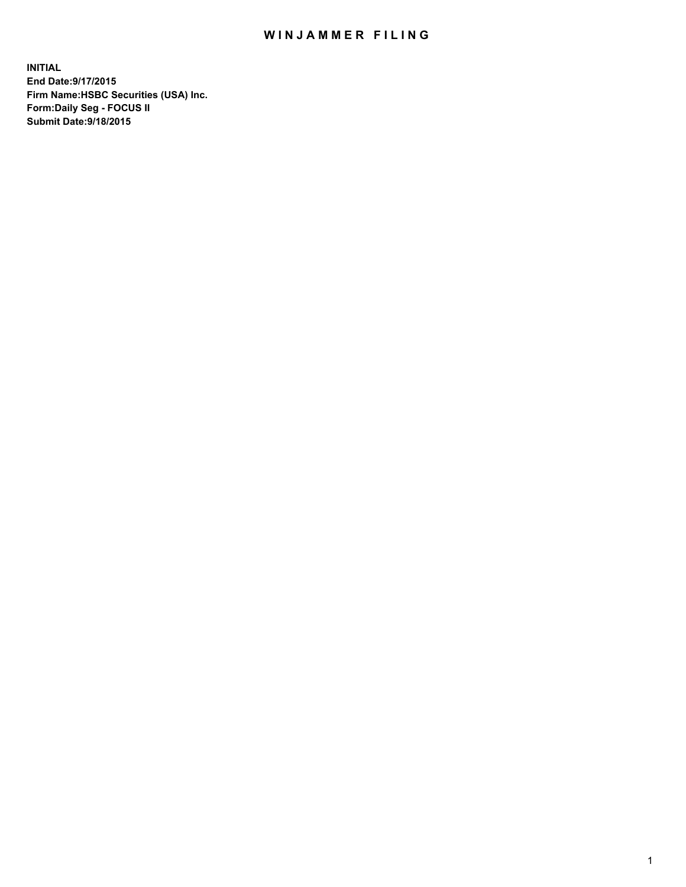# WINJAMMER FILING

**INITIAL**
**End Date:9/17/2015**
**Firm Name:HSBC Securities (USA) Inc.**
**Form:Daily Seg - FOCUS II**
**Submit Date:9/18/2015**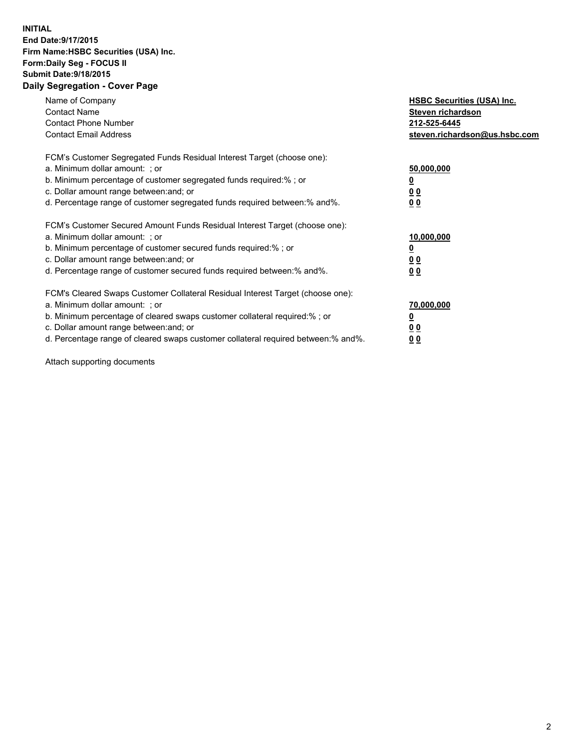**INITIAL**
**End Date:9/17/2015**
**Firm Name:HSBC Securities (USA) Inc.**
**Form:Daily Seg - FOCUS II**
**Submit Date:9/18/2015**

## Daily Segregation - Cover Page

| | |
|---|---|
| Name of Company | **HSBC Securities (USA) Inc.** |
| Contact Name | **Steven richardson** |
| Contact Phone Number | **212-525-6445** |
| Contact Email Address | **steven.richardson@us.hsbc.com** |

| | |
|---|---|
| FCM's Customer Segregated Funds Residual Interest Target (choose one): | |
| a. Minimum dollar amount: ; or | **50,000,000** |
| b. Minimum percentage of customer segregated funds required:% ; or | **0** |
| c. Dollar amount range between:and; or | **0 0** |
| d. Percentage range of customer segregated funds required between:% and%. | **0 0** |
| FCM's Customer Secured Amount Funds Residual Interest Target (choose one): | |
| a. Minimum dollar amount: ; or | **10,000,000** |
| b. Minimum percentage of customer secured funds required:% ; or | **0** |
| c. Dollar amount range between:and; or | **0 0** |
| d. Percentage range of customer secured funds required between:% and%. | **0 0** |
| FCM's Cleared Swaps Customer Collateral Residual Interest Target (choose one): | |
| a. Minimum dollar amount: ; or | **70,000,000** |
| b. Minimum percentage of cleared swaps customer collateral required:% ; or | **0** |
| c. Dollar amount range between:and; or | **0 0** |
| d. Percentage range of cleared swaps customer collateral required between:% and%. | **0 0** |

Attach supporting documents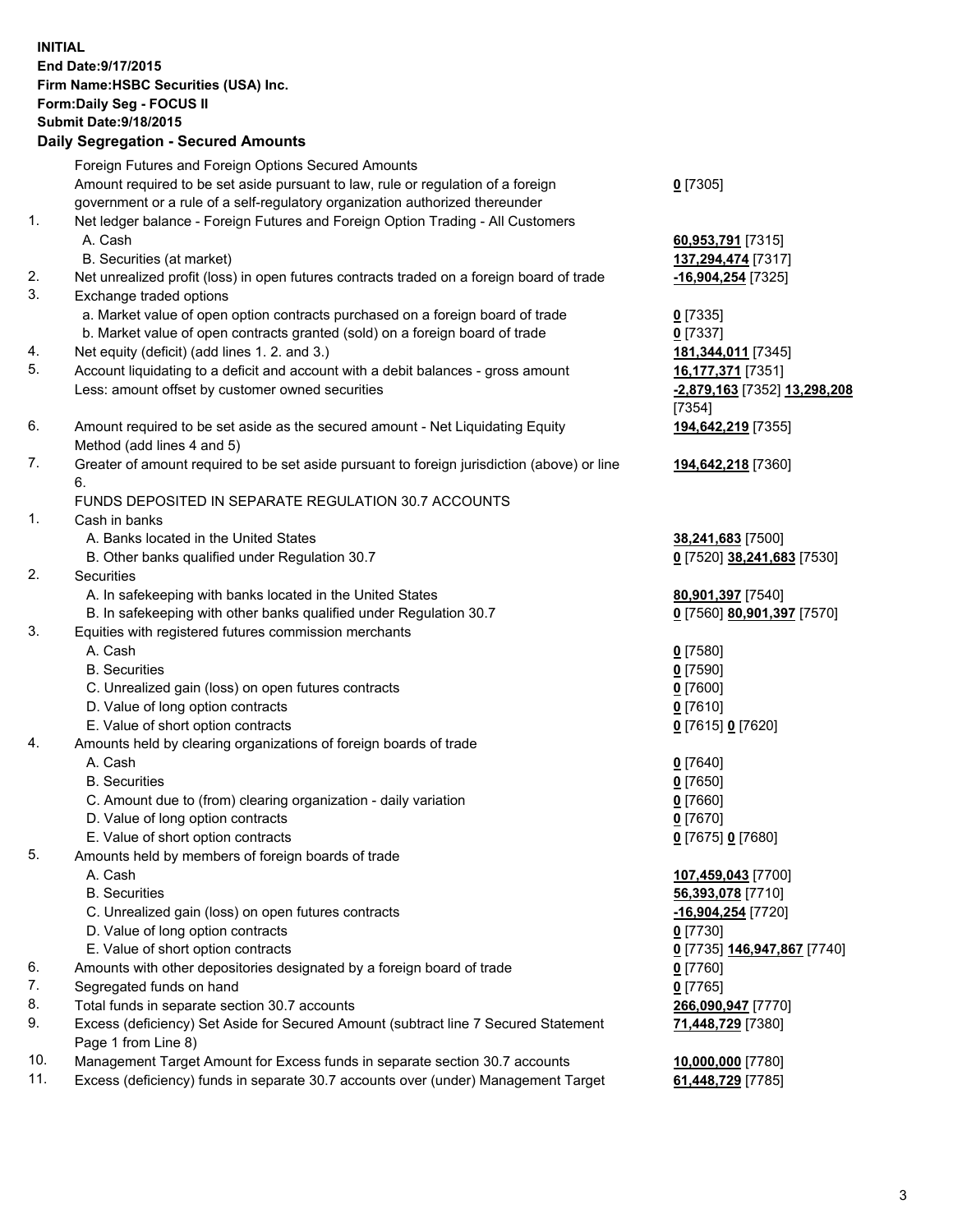**INITIAL**
**End Date:9/17/2015**
**Firm Name:HSBC Securities (USA) Inc.**
**Form:Daily Seg - FOCUS II**
**Submit Date:9/18/2015**

## Daily Segregation - Secured Amounts

| | | |
|---|---|---|
| | Foreign Futures and Foreign Options Secured Amounts | |
| | Amount required to be set aside pursuant to law, rule or regulation of a foreign government or a rule of a self-regulatory organization authorized thereunder | **0** [7305] |
| 1. | Net ledger balance - Foreign Futures and Foreign Option Trading - All Customers | |
| | A. Cash | **60,953,791** [7315] |
| | B. Securities (at market) | **137,294,474** [7317] |
| 2. | Net unrealized profit (loss) in open futures contracts traded on a foreign board of trade | **-16,904,254** [7325] |
| 3. | Exchange traded options | |
| | a. Market value of open option contracts purchased on a foreign board of trade | **0** [7335] |
| | b. Market value of open contracts granted (sold) on a foreign board of trade | **0** [7337] |
| 4. | Net equity (deficit) (add lines 1. 2. and 3.) | **181,344,011** [7345] |
| 5. | Account liquidating to a deficit and account with a debit balances - gross amount | **16,177,371** [7351] |
| | Less: amount offset by customer owned securities | **-2,879,163** [7352] **13,298,208** [7354] |
| 6. | Amount required to be set aside as the secured amount - Net Liquidating Equity Method (add lines 4 and 5) | **194,642,219** [7355] |
| 7. | Greater of amount required to be set aside pursuant to foreign jurisdiction (above) or line 6. | **194,642,218** [7360] |
| | FUNDS DEPOSITED IN SEPARATE REGULATION 30.7 ACCOUNTS | |
| 1. | Cash in banks | |
| | A. Banks located in the United States | **38,241,683** [7500] |
| | B. Other banks qualified under Regulation 30.7 | **0** [7520] **38,241,683** [7530] |
| 2. | Securities | |
| | A. In safekeeping with banks located in the United States | **80,901,397** [7540] |
| | B. In safekeeping with other banks qualified under Regulation 30.7 | **0** [7560] **80,901,397** [7570] |
| 3. | Equities with registered futures commission merchants | |
| | A. Cash | **0** [7580] |
| | B. Securities | **0** [7590] |
| | C. Unrealized gain (loss) on open futures contracts | **0** [7600] |
| | D. Value of long option contracts | **0** [7610] |
| | E. Value of short option contracts | **0** [7615] **0** [7620] |
| 4. | Amounts held by clearing organizations of foreign boards of trade | |
| | A. Cash | **0** [7640] |
| | B. Securities | **0** [7650] |
| | C. Amount due to (from) clearing organization - daily variation | **0** [7660] |
| | D. Value of long option contracts | **0** [7670] |
| | E. Value of short option contracts | **0** [7675] **0** [7680] |
| 5. | Amounts held by members of foreign boards of trade | |
| | A. Cash | **107,459,043** [7700] |
| | B. Securities | **56,393,078** [7710] |
| | C. Unrealized gain (loss) on open futures contracts | **-16,904,254** [7720] |
| | D. Value of long option contracts | **0** [7730] |
| | E. Value of short option contracts | **0** [7735] **146,947,867** [7740] |
| 6. | Amounts with other depositories designated by a foreign board of trade | **0** [7760] |
| 7. | Segregated funds on hand | **0** [7765] |
| 8. | Total funds in separate section 30.7 accounts | **266,090,947** [7770] |
| 9. | Excess (deficiency) Set Aside for Secured Amount (subtract line 7 Secured Statement Page 1 from Line 8) | **71,448,729** [7380] |
| 10. | Management Target Amount for Excess funds in separate section 30.7 accounts | **10,000,000** [7780] |
| 11. | Excess (deficiency) funds in separate 30.7 accounts over (under) Management Target | **61,448,729** [7785] |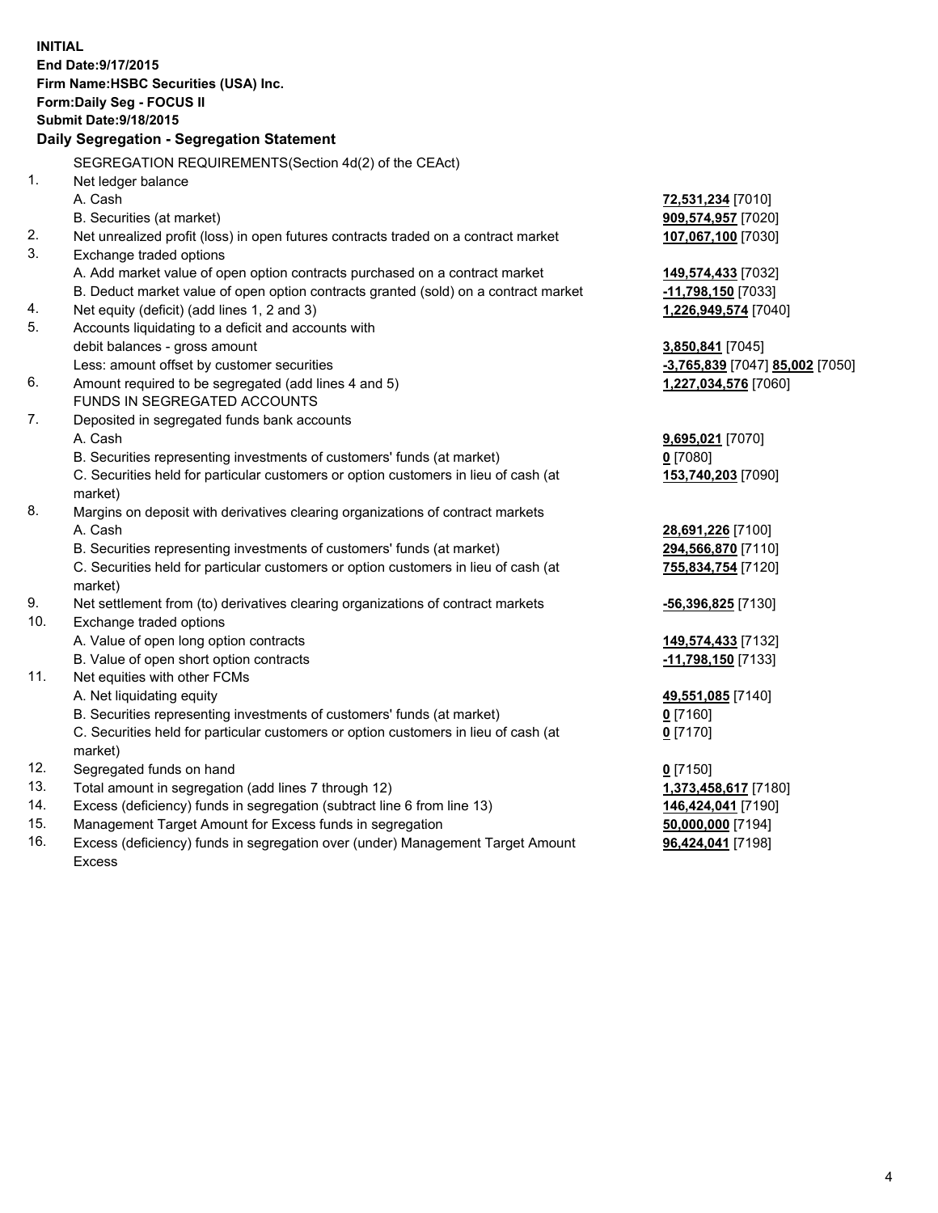**INITIAL**
**End Date:9/17/2015**
**Firm Name:HSBC Securities (USA) Inc.**
**Form:Daily Seg - FOCUS II**
**Submit Date:9/18/2015**

**Daily Segregation - Segregation Statement**

SEGREGATION REQUIREMENTS(Section 4d(2) of the CEAct)

| | | |
|---|---|---|
| 1. | Net ledger balance | |
| | A. Cash | **72,531,234** [7010] |
| | B. Securities (at market) | **909,574,957** [7020] |
| 2. | Net unrealized profit (loss) in open futures contracts traded on a contract market | **107,067,100** [7030] |
| 3. | Exchange traded options | |
| | A. Add market value of open option contracts purchased on a contract market | **149,574,433** [7032] |
| | B. Deduct market value of open option contracts granted (sold) on a contract market | **-11,798,150** [7033] |
| 4. | Net equity (deficit) (add lines 1, 2 and 3) | **1,226,949,574** [7040] |
| 5. | Accounts liquidating to a deficit and accounts with debit balances - gross amount | **3,850,841** [7045] |
| | Less: amount offset by customer securities | **-3,765,839** [7047] **85,002** [7050] |
| 6. | Amount required to be segregated (add lines 4 and 5) | **1,227,034,576** [7060] |
| | FUNDS IN SEGREGATED ACCOUNTS | |
| 7. | Deposited in segregated funds bank accounts | |
| | A. Cash | **9,695,021** [7070] |
| | B. Securities representing investments of customers' funds (at market) | **0** [7080] |
| | C. Securities held for particular customers or option customers in lieu of cash (at market) | **153,740,203** [7090] |
| 8. | Margins on deposit with derivatives clearing organizations of contract markets | |
| | A. Cash | **28,691,226** [7100] |
| | B. Securities representing investments of customers' funds (at market) | **294,566,870** [7110] |
| | C. Securities held for particular customers or option customers in lieu of cash (at market) | **755,834,754** [7120] |
| 9. | Net settlement from (to) derivatives clearing organizations of contract markets | **-56,396,825** [7130] |
| 10. | Exchange traded options | |
| | A. Value of open long option contracts | **149,574,433** [7132] |
| | B. Value of open short option contracts | **-11,798,150** [7133] |
| 11. | Net equities with other FCMs | |
| | A. Net liquidating equity | **49,551,085** [7140] |
| | B. Securities representing investments of customers' funds (at market) | **0** [7160] |
| | C. Securities held for particular customers or option customers in lieu of cash (at market) | **0** [7170] |
| 12. | Segregated funds on hand | **0** [7150] |
| 13. | Total amount in segregation (add lines 7 through 12) | **1,373,458,617** [7180] |
| 14. | Excess (deficiency) funds in segregation (subtract line 6 from line 13) | **146,424,041** [7190] |
| 15. | Management Target Amount for Excess funds in segregation | **50,000,000** [7194] |
| 16. | Excess (deficiency) funds in segregation over (under) Management Target Amount Excess | **96,424,041** [7198] |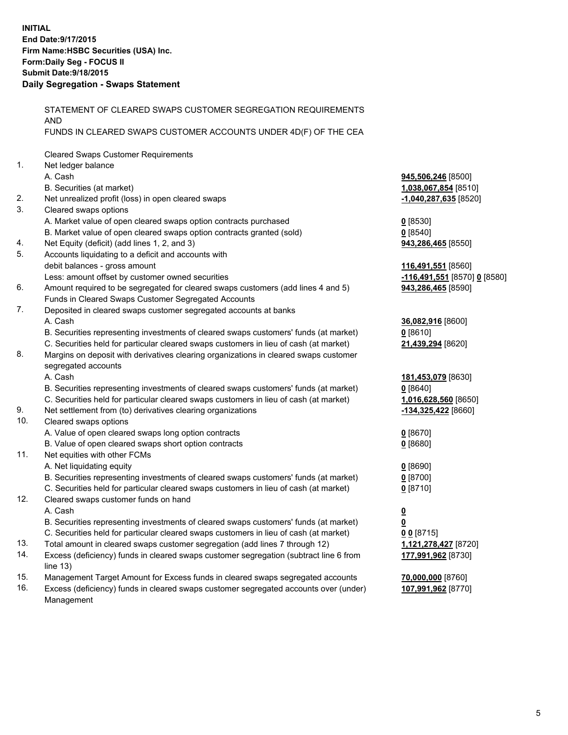**INITIAL**
**End Date:9/17/2015**
**Firm Name:HSBC Securities (USA) Inc.**
**Form:Daily Seg - FOCUS II**
**Submit Date:9/18/2015**
**Daily Segregation - Swaps Statement**

STATEMENT OF CLEARED SWAPS CUSTOMER SEGREGATION REQUIREMENTS AND FUNDS IN CLEARED SWAPS CUSTOMER ACCOUNTS UNDER 4D(F) OF THE CEA

| | | |
|---|---|---|
| | Cleared Swaps Customer Requirements | |
| 1. | Net ledger balance | |
| | A. Cash | **945,506,246** [8500] |
| | B. Securities (at market) | **1,038,067,854** [8510] |
| 2. | Net unrealized profit (loss) in open cleared swaps | **-1,040,287,635** [8520] |
| 3. | Cleared swaps options | |
| | A. Market value of open cleared swaps option contracts purchased | **0** [8530] |
| | B. Market value of open cleared swaps option contracts granted (sold) | **0** [8540] |
| 4. | Net Equity (deficit) (add lines 1, 2, and 3) | **943,286,465** [8550] |
| 5. | Accounts liquidating to a deficit and accounts with debit balances - gross amount | **116,491,551** [8560] |
| | Less: amount offset by customer owned securities | **-116,491,551** [8570] **0** [8580] |
| 6. | Amount required to be segregated for cleared swaps customers (add lines 4 and 5) | **943,286,465** [8590] |
| | Funds in Cleared Swaps Customer Segregated Accounts | |
| 7. | Deposited in cleared swaps customer segregated accounts at banks | |
| | A. Cash | **36,082,916** [8600] |
| | B. Securities representing investments of cleared swaps customers' funds (at market) | **0** [8610] |
| | C. Securities held for particular cleared swaps customers in lieu of cash (at market) | **21,439,294** [8620] |
| 8. | Margins on deposit with derivatives clearing organizations in cleared swaps customer segregated accounts | |
| | A. Cash | **181,453,079** [8630] |
| | B. Securities representing investments of cleared swaps customers' funds (at market) | **0** [8640] |
| | C. Securities held for particular cleared swaps customers in lieu of cash (at market) | **1,016,628,560** [8650] |
| 9. | Net settlement from (to) derivatives clearing organizations | **-134,325,422** [8660] |
| 10. | Cleared swaps options | |
| | A. Value of open cleared swaps long option contracts | **0** [8670] |
| | B. Value of open cleared swaps short option contracts | **0** [8680] |
| 11. | Net equities with other FCMs | |
| | A. Net liquidating equity | **0** [8690] |
| | B. Securities representing investments of cleared swaps customers' funds (at market) | **0** [8700] |
| | C. Securities held for particular cleared swaps customers in lieu of cash (at market) | **0** [8710] |
| 12. | Cleared swaps customer funds on hand | |
| | A. Cash | **0** |
| | B. Securities representing investments of cleared swaps customers' funds (at market) | **0** |
| | C. Securities held for particular cleared swaps customers in lieu of cash (at market) | **0** **0** [8715] |
| 13. | Total amount in cleared swaps customer segregation (add lines 7 through 12) | **1,121,278,427** [8720] |
| 14. | Excess (deficiency) funds in cleared swaps customer segregation (subtract line 6 from line 13) | **177,991,962** [8730] |
| 15. | Management Target Amount for Excess funds in cleared swaps segregated accounts | **70,000,000** [8760] |
| 16. | Excess (deficiency) funds in cleared swaps customer segregated accounts over (under) Management | **107,991,962** [8770] |